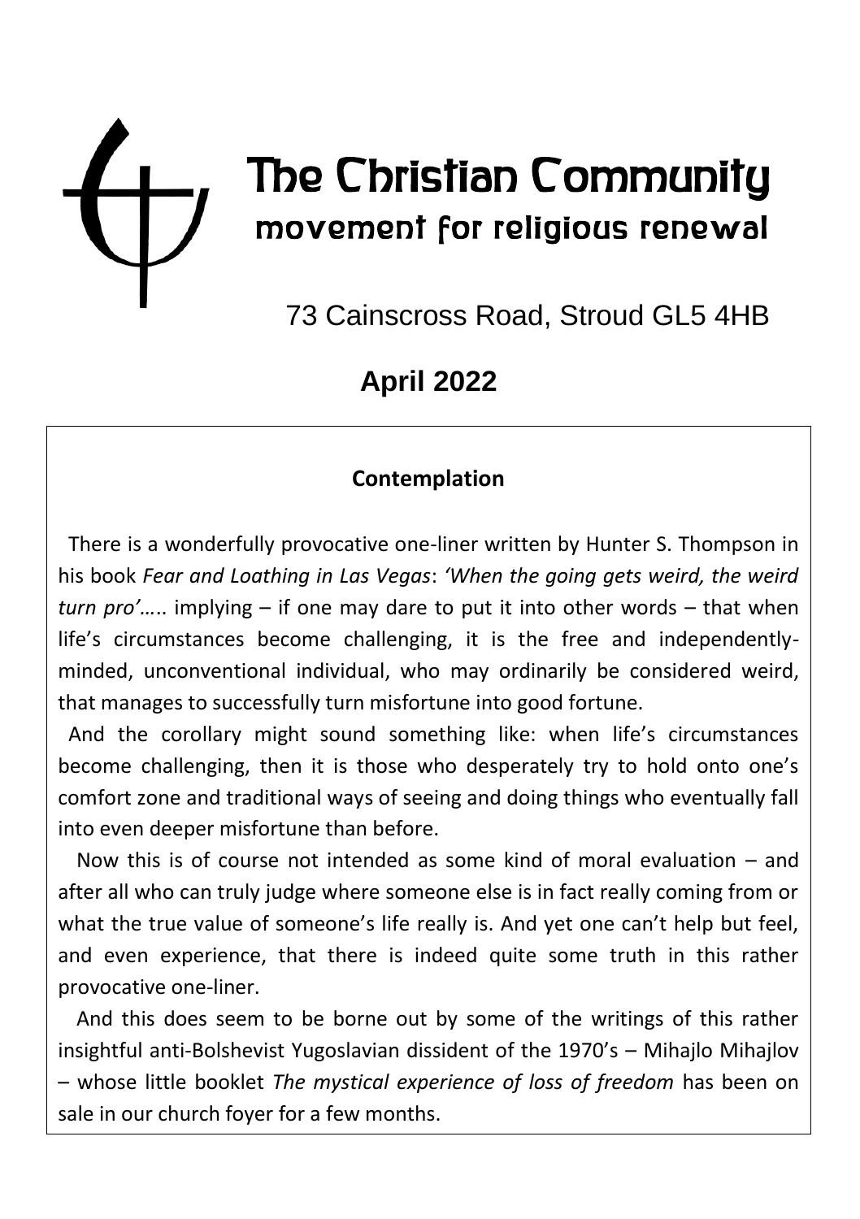# The Christian Community

## movement for religious renewal

73 Cainscross Road, Stroud GL5 4HB

**April 2022**

### Contemplation

There is a wonderfully provocative one-liner written by Hunter S. Thompson in his book *Fear and Loathing in Las Vegas*: *'When the going gets weird, the weird turn pro'*….. implying – if one may dare to put it into other words – that when life's circumstances become challenging, it is the free and independently-minded, unconventional individual, who may ordinarily be considered weird, that manages to successfully turn misfortune into good fortune.

And the corollary might sound something like: when life's circumstances become challenging, then it is those who desperately try to hold onto one's comfort zone and traditional ways of seeing and doing things who eventually fall into even deeper misfortune than before.

Now this is of course not intended as some kind of moral evaluation – and after all who can truly judge where someone else is in fact really coming from or what the true value of someone's life really is. And yet one can't help but feel, and even experience, that there is indeed quite some truth in this rather provocative one-liner.

And this does seem to be borne out by some of the writings of this rather insightful anti-Bolshevist Yugoslavian dissident of the 1970's – Mihajlo Mihajlov – whose little booklet *The mystical experience of loss of freedom* has been on sale in our church foyer for a few months.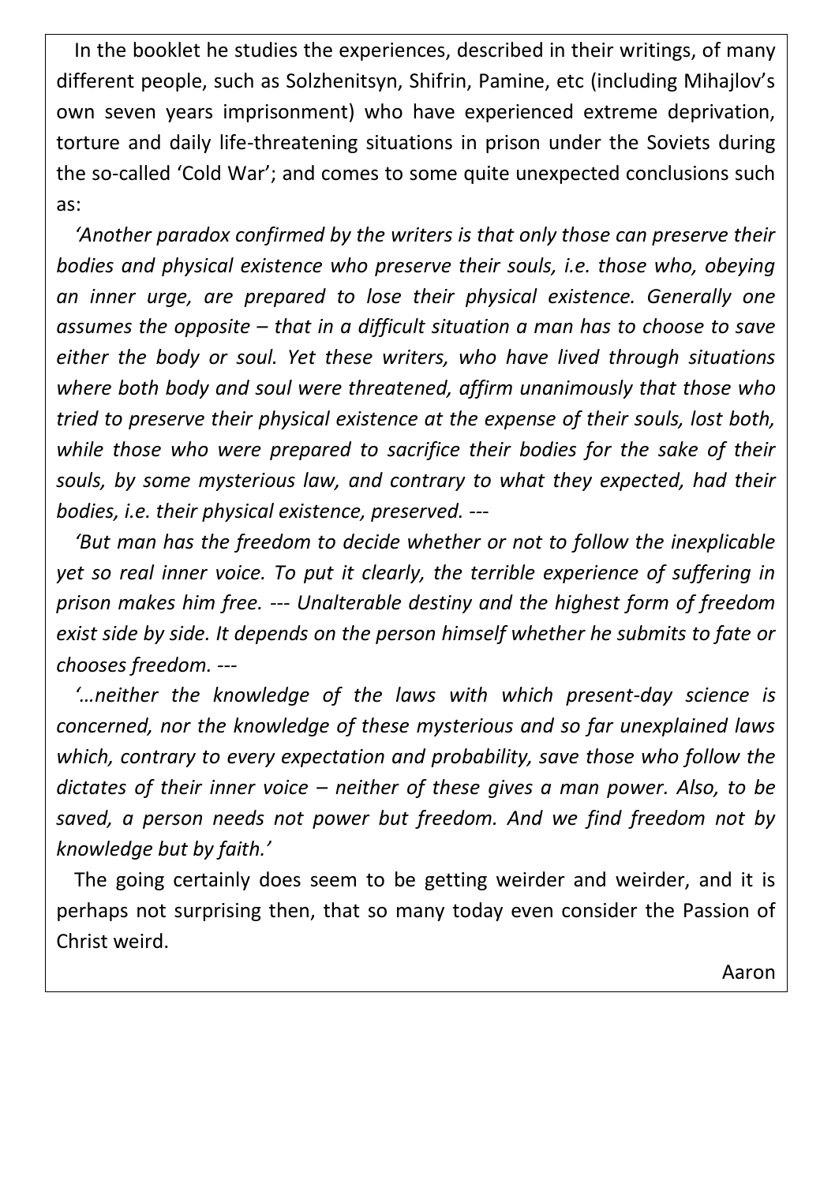In the booklet he studies the experiences, described in their writings, of many different people, such as Solzhenitsyn, Shifrin, Pamine, etc (including Mihajlov's own seven years imprisonment) who have experienced extreme deprivation, torture and daily life-threatening situations in prison under the Soviets during the so-called 'Cold War'; and comes to some quite unexpected conclusions such as:

*'Another paradox confirmed by the writers is that only those can preserve their bodies and physical existence who preserve their souls, i.e. those who, obeying an inner urge, are prepared to lose their physical existence. Generally one assumes the opposite – that in a difficult situation a man has to choose to save either the body or soul. Yet these writers, who have lived through situations where both body and soul were threatened, affirm unanimously that those who tried to preserve their physical existence at the expense of their souls, lost both, while those who were prepared to sacrifice their bodies for the sake of their souls, by some mysterious law, and contrary to what they expected, had their bodies, i.e. their physical existence, preserved. ---*

*'But man has the freedom to decide whether or not to follow the inexplicable yet so real inner voice. To put it clearly, the terrible experience of suffering in prison makes him free. --- Unalterable destiny and the highest form of freedom exist side by side. It depends on the person himself whether he submits to fate or chooses freedom. ---*

*'…neither the knowledge of the laws with which present-day science is concerned, nor the knowledge of these mysterious and so far unexplained laws which, contrary to every expectation and probability, save those who follow the dictates of their inner voice – neither of these gives a man power. Also, to be saved, a person needs not power but freedom. And we find freedom not by knowledge but by faith.'*

The going certainly does seem to be getting weirder and weirder, and it is perhaps not surprising then, that so many today even consider the Passion of Christ weird.

Aaron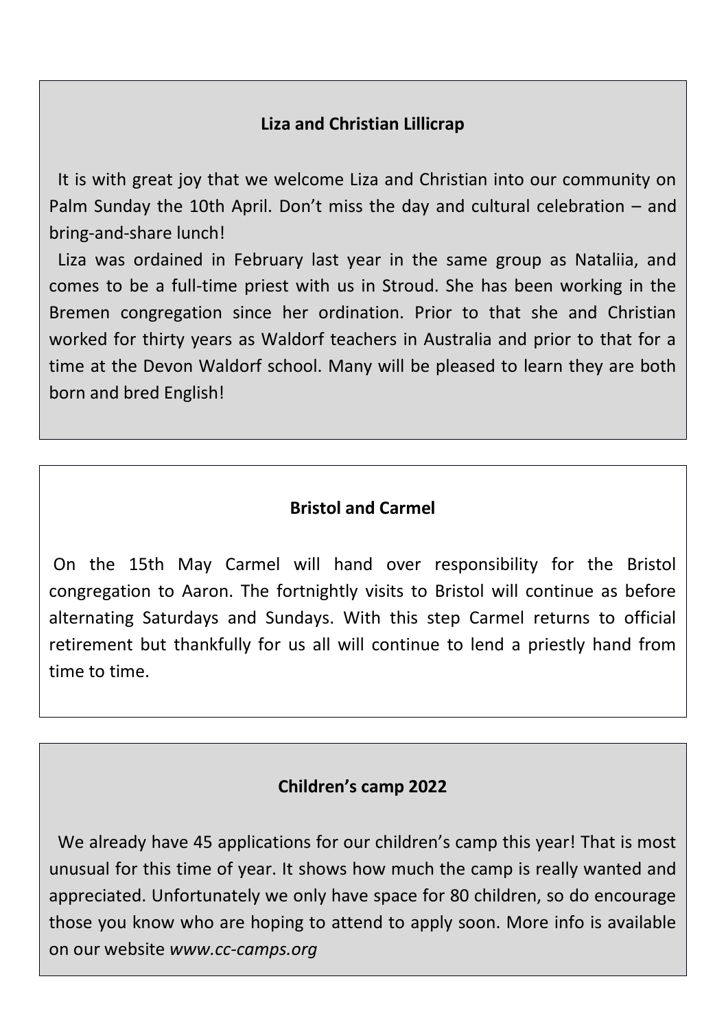### Liza and Christian Lillicrap

It is with great joy that we welcome Liza and Christian into our community on Palm Sunday the 10th April. Don't miss the day and cultural celebration – and bring-and-share lunch!

Liza was ordained in February last year in the same group as Nataliia, and comes to be a full-time priest with us in Stroud. She has been working in the Bremen congregation since her ordination. Prior to that she and Christian worked for thirty years as Waldorf teachers in Australia and prior to that for a time at the Devon Waldorf school. Many will be pleased to learn they are both born and bred English!

### Bristol and Carmel

On the 15th May Carmel will hand over responsibility for the Bristol congregation to Aaron. The fortnightly visits to Bristol will continue as before alternating Saturdays and Sundays. With this step Carmel returns to official retirement but thankfully for us all will continue to lend a priestly hand from time to time.

### Children's camp 2022

We already have 45 applications for our children's camp this year! That is most unusual for this time of year. It shows how much the camp is really wanted and appreciated. Unfortunately we only have space for 80 children, so do encourage those you know who are hoping to attend to apply soon. More info is available on our website *www.cc-camps.org*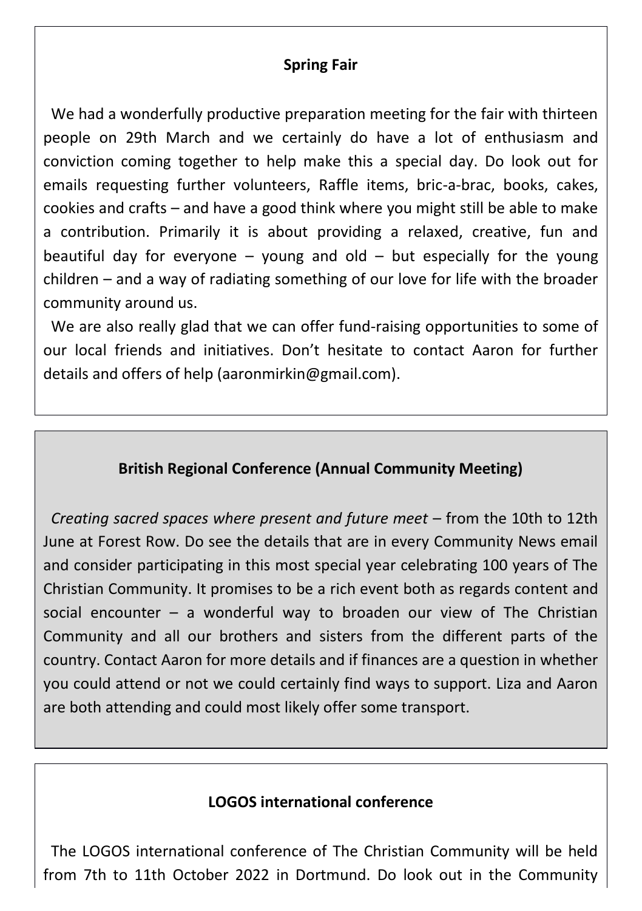## Spring Fair

We had a wonderfully productive preparation meeting for the fair with thirteen people on 29th March and we certainly do have a lot of enthusiasm and conviction coming together to help make this a special day. Do look out for emails requesting further volunteers, Raffle items, bric-a-brac, books, cakes, cookies and crafts – and have a good think where you might still be able to make a contribution. Primarily it is about providing a relaxed, creative, fun and beautiful day for everyone – young and old – but especially for the young children – and a way of radiating something of our love for life with the broader community around us.

We are also really glad that we can offer fund-raising opportunities to some of our local friends and initiatives. Don't hesitate to contact Aaron for further details and offers of help (aaronmirkin@gmail.com).

## British Regional Conference (Annual Community Meeting)

*Creating sacred spaces where present and future meet* – from the 10th to 12th June at Forest Row. Do see the details that are in every Community News email and consider participating in this most special year celebrating 100 years of The Christian Community. It promises to be a rich event both as regards content and social encounter – a wonderful way to broaden our view of The Christian Community and all our brothers and sisters from the different parts of the country. Contact Aaron for more details and if finances are a question in whether you could attend or not we could certainly find ways to support. Liza and Aaron are both attending and could most likely offer some transport.

## LOGOS international conference

The LOGOS international conference of The Christian Community will be held from 7th to 11th October 2022 in Dortmund. Do look out in the Community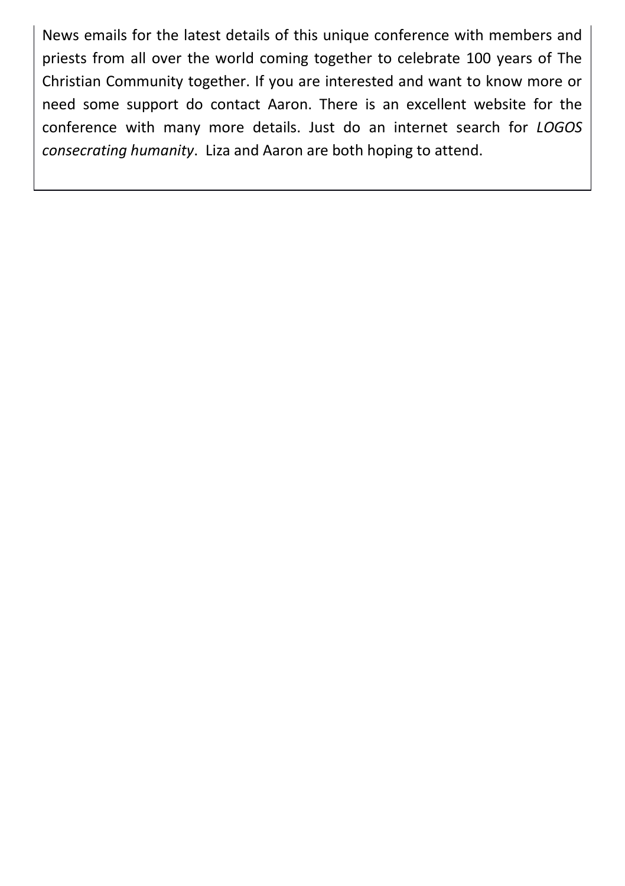News emails for the latest details of this unique conference with members and priests from all over the world coming together to celebrate 100 years of The Christian Community together. If you are interested and want to know more or need some support do contact Aaron. There is an excellent website for the conference with many more details. Just do an internet search for *LOGOS consecrating humanity*. Liza and Aaron are both hoping to attend.